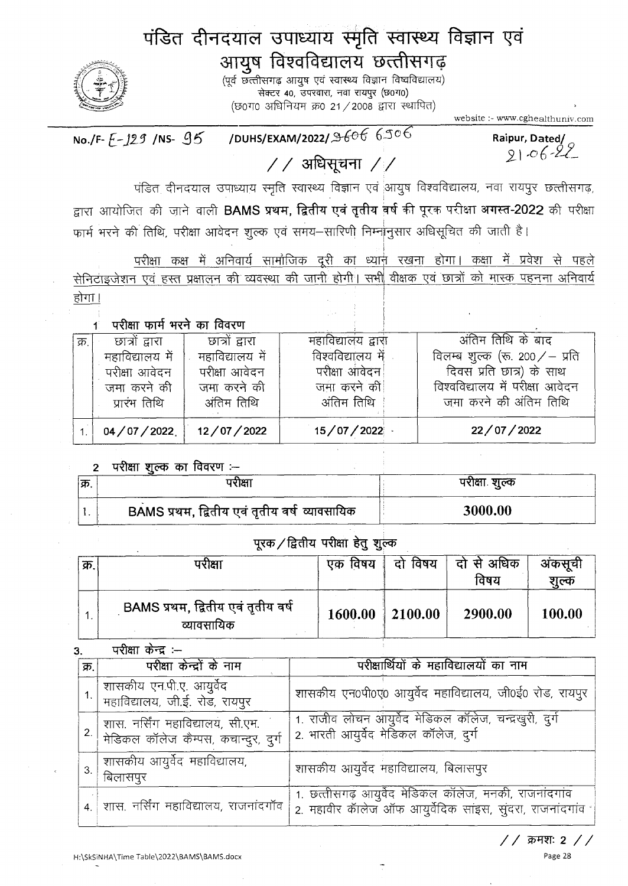# पंडित दीनदयाल उपाध्याय स्मृति स्वास्थ्य विज्ञान एवं आयुष विश्वविद्यालय छत्तीसगढ़

(पूर्व छत्तीसगढ़ आयुष एवं स्वास्थ्य विज्ञान विश्वविद्यालय)
सेक्टर 40, उपरवारा, नवा रायपुर (छ0ग0)
(छ0ग0 अधिनियम क्र0 21/2008 द्वारा स्थापित)

website :- www.cghealthuniv.com

No./F- E-129 /NS- 95 /DUHS/EXAM/2022/ 9606 6506

Raipur, Dated/ 21-06-22

## // अधिसूचना //

पंडित दीनदयाल उपाध्याय स्मृति स्वास्थ्य विज्ञान एवं आयुष विश्वविद्यालय, नवा रायपुर छत्तीसगढ़, द्वारा आयोजित की जाने वाली **BAMS प्रथम, द्वितीय एवं तृतीय** वर्ष की पूरक परीक्षा **अगस्त-2022** की परीक्षा फार्म भरने की तिथि, परीक्षा आवेदन शुल्क एवं समय–सारिणी निम्नानुसार अधिसूचित की जाती है।

परीक्षा कक्ष में अनिवार्य सामाजिक दूरी का ध्यान रखना होगा। कक्षा में प्रवेश से पहले सेनिटाइजेशन एवं हस्त प्रक्षालन की व्यवस्था की जानी होगी। सभी वीक्षक एवं छात्रों को मास्क पहनना अनिवार्य होगा।

### 1 परीक्षा फार्म भरने का विवरण

| क्र. | छात्रों द्वारा महाविद्यालय में परीक्षा आवेदन जमा करने की प्रारंभ तिथि | छात्रों द्वारा महाविद्यालय में परीक्षा आवेदन जमा करने की अंतिम तिथि | महाविद्यालय द्वारा विश्वविद्यालय में परीक्षा आवेदन जमा करने की अंतिम तिथि | अंतिम तिथि के बाद विलम्ब शुल्क (रू. 200/– प्रति दिवस प्रति छात्र) के साथ विश्वविद्यालय में परीक्षा आवेदन जमा करने की अंतिम तिथि |
|---|---|---|---|---|
| 1. | **04/07/2022** | **12/07/2022** | **15/07/2022** | **22/07/2022** |

### 2 परीक्षा शुल्क का विवरण :–

| क्र. | परीक्षा | परीक्षा शुल्क |
|---|---|---|
| 1. | **BAMS प्रथम, द्वितीय एवं तृतीय वर्ष व्यावसायिक** | **3000.00** |

### पूरक/द्वितीय परीक्षा हेतु शुल्क

| क्र. | परीक्षा | एक विषय | दो विषय | दो से अधिक विषय | अंकसूची शुल्क |
|---|---|---|---|---|---|
| 1. | **BAMS प्रथम, द्वितीय एवं तृतीय वर्ष व्यावसायिक** | **1600.00** | **2100.00** | **2900.00** | **100.00** |

### 3. परीक्षा केन्द्र :–

| क्र. | परीक्षा केन्द्रों के नाम | परीक्षार्थियों के महाविद्यालयों का नाम |
|---|---|---|
| 1. | शासकीय एन.पी.ए. आयुर्वेद महाविद्यालय, जी.ई. रोड, रायपुर | शासकीय एन0पी0ए0 आयुर्वेद महाविद्यालय, जी0ई0 रोड, रायपुर |
| 2. | शास. नर्सिंग महाविद्यालय, सी.एम. मेडिकल कॉलेज कैम्पस, कचान्दुर, दुर्ग | 1. राजीव लोचन आयुर्वेद मेडिकल कॉलेज, चन्द्रखुरी, दुर्ग<br>2. भारती आयुर्वेद मेडिकल कॉलेज, दुर्ग |
| 3. | शासकीय आयुर्वेद महाविद्यालय, बिलासपुर | शासकीय आयुर्वेद महाविद्यालय, बिलासपुर |
| 4. | शास. नर्सिंग महाविद्यालय, राजनांदगॉव | 1. छत्तीसगढ़ आयुर्वेद मेडिकल कॉलेज, मनकी, राजनांदगांव<br>2. महावीर कॉलेज ऑफ आयुर्वेदिक साइंस, सुंदरा, राजनांदगांव |

// क्रमशः 2 //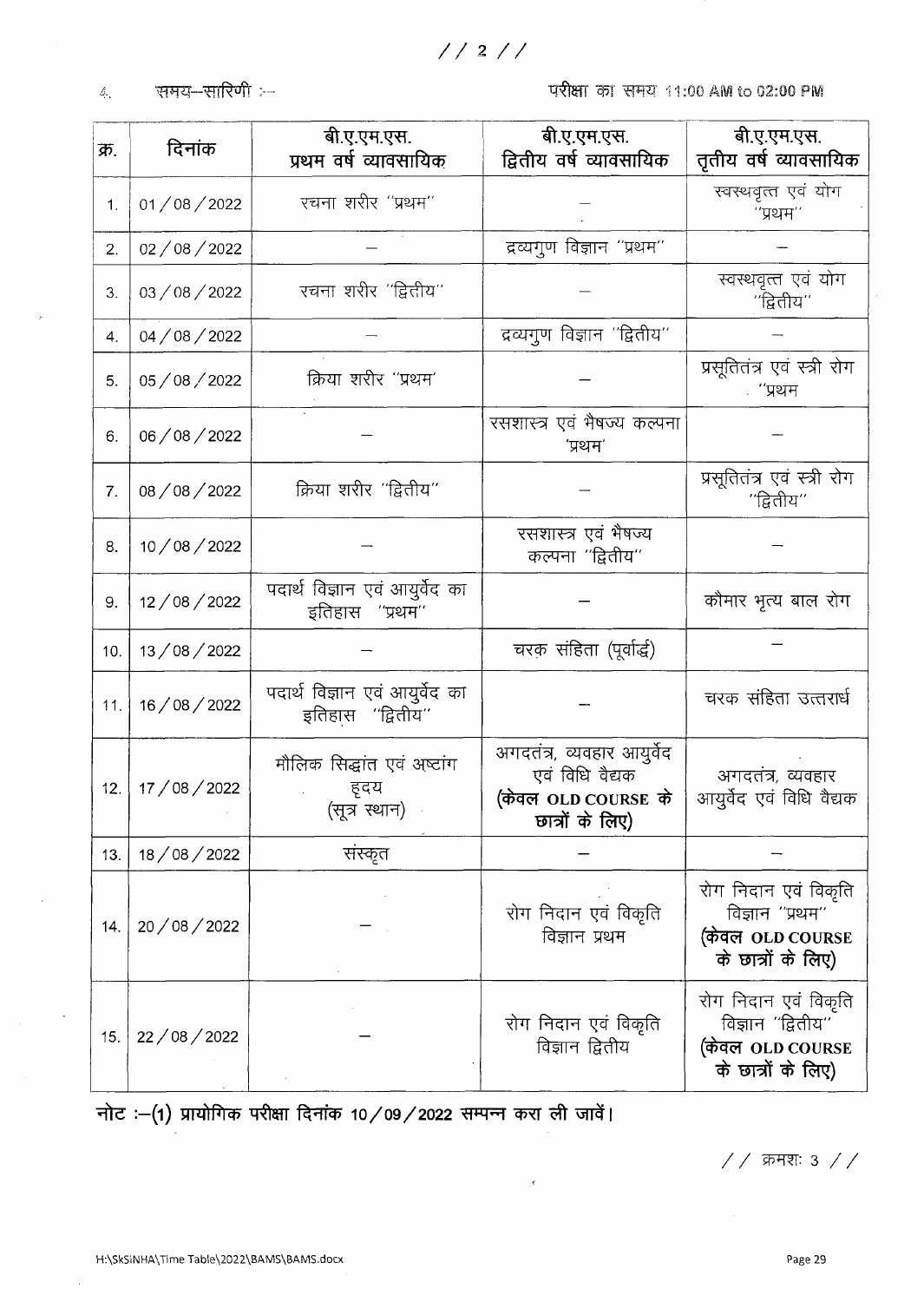4. समय–सारिणी :– परीक्षा का समय 11:00 AM to 02:00 PM

| क्र. | दिनांक | बी.ए.एम.एस. प्रथम वर्ष व्यावसायिक | बी.ए.एम.एस. द्वितीय वर्ष व्यावसायिक | बी.ए.एम.एस. तृतीय वर्ष व्यावसायिक |
|---|---|---|---|---|
| 1. | 01/08/2022 | रचना शरीर "प्रथम" | — | स्वस्थवृत्त एवं योग "प्रथम" |
| 2. | 02/08/2022 | — | द्रव्यगुण विज्ञान "प्रथम" | — |
| 3. | 03/08/2022 | रचना शरीर "द्वितीय" | — | स्वस्थवृत्त एवं योग "द्वितीय" |
| 4. | 04/08/2022 | — | द्रव्यगुण विज्ञान "द्वितीय" | — |
| 5. | 05/08/2022 | क्रिया शरीर "प्रथम' | — | प्रसूतितंत्र एवं स्त्री रोग "प्रथम |
| 6. | 06/08/2022 | — | रसशास्त्र एवं भैषज्य कल्पना 'प्रथम' | — |
| 7. | 08/08/2022 | क्रिया शरीर "द्वितीय" | — | प्रसूतितंत्र एवं स्त्री रोग "द्वितीय" |
| 8. | 10/08/2022 | — | रसशास्त्र एवं भैषज्य कल्पना "द्वितीय" | — |
| 9. | 12/08/2022 | पदार्थ विज्ञान एवं आयुर्वेद का इतिहास "प्रथम" | — | कौमार भृत्य बाल रोग |
| 10. | 13/08/2022 | — | चरक संहिता (पूर्वार्द्ध) | — |
| 11. | 16/08/2022 | पदार्थ विज्ञान एवं आयुर्वेद का इतिहास "द्वितीय" | — | चरक संहिता उत्तरार्ध |
| 12. | 17/08/2022 | मौलिक सिद्धांत एवं अष्टांग हृदय (सूत्र स्थान) | अगदतंत्र, व्यवहार आयुर्वेद एवं विधि वैद्यक **(केवल OLD COURSE के छात्रों के लिए)** | अगदतंत्र, व्यवहार आयुर्वेद एवं विधि वैद्यक |
| 13. | 18/08/2022 | संस्कृत | — | — |
| 14. | 20/08/2022 | — | रोग निदान एवं विकृति विज्ञान प्रथम | रोग निदान एवं विकृति विज्ञान "प्रथम" **(केवल OLD COURSE के छात्रों के लिए)** |
| 15. | 22/08/2022 | — | रोग निदान एवं विकृति विज्ञान द्वितीय | रोग निदान एवं विकृति विज्ञान "द्वितीय" **(केवल OLD COURSE के छात्रों के लिए)** |

**नोट :–(1) प्रायोगिक परीक्षा दिनांक 10/09/2022 सम्पन्न करा ली जावें।**

// क्रमशः 3 //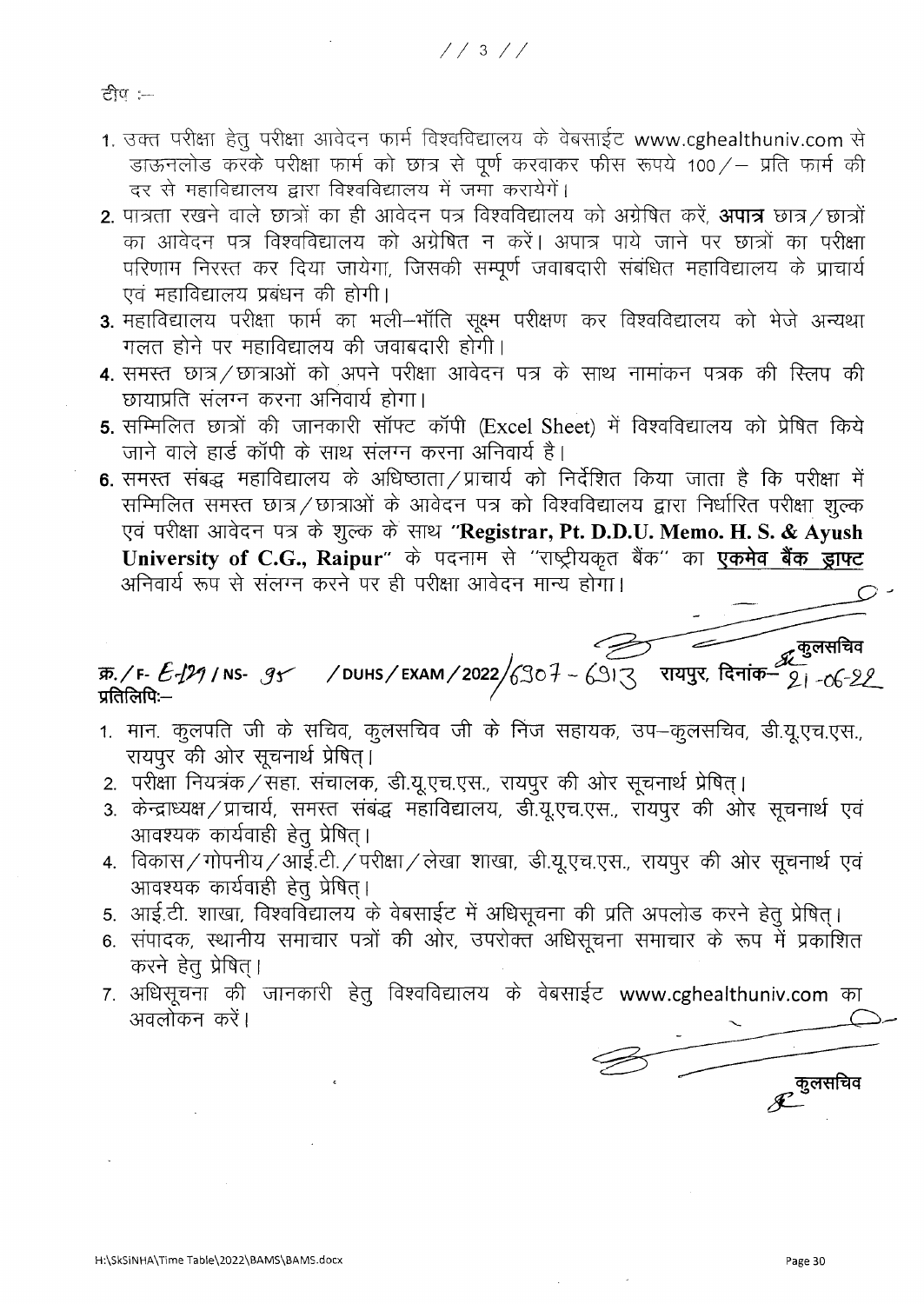टीप :—

1. उक्त परीक्षा हेतु परीक्षा आवेदन फार्म विश्वविद्यालय के वेबसाईट www.cghealthuniv.com से डाऊनलोड करके परीक्षा फार्म को छात्र से पूर्ण करवाकर फीस रूपये 100/— प्रति फार्म की दर से महाविद्यालय द्वारा विश्वविद्यालय में जमा करायेगें।
2. पात्रता रखने वाले छात्रों का ही आवेदन पत्र विश्वविद्यालय को अग्रेषित करें, **अपात्र** छात्र/छात्रों का आवेदन पत्र विश्वविद्यालय को अग्रेषित न करें। अपात्र पाये जाने पर छात्रों का परीक्षा परिणाम निरस्त कर दिया जायेगा, जिसकी सम्पूर्ण जवाबदारी संबंधित महाविद्यालय के प्राचार्य एवं महाविद्यालय प्रबंधन की होगी।
3. महाविद्यालय परीक्षा फार्म का भली—भॉति सूक्ष्म परीक्षण कर विश्वविद्यालय को भेजे अन्यथा गलत होने पर महाविद्यालय की जवाबदारी होगी।
4. समस्त छात्र/छात्राओं को अपने परीक्षा आवेदन पत्र के साथ नामांकन पत्रक की स्लिप की छायाप्रति संलग्न करना अनिवार्य होगा।
5. सम्मिलित छात्रों की जानकारी सॉफ्ट कॉपी (Excel Sheet) में विश्वविद्यालय को प्रेषित किये जाने वाले हार्ड कॉपी के साथ संलग्न करना अनिवार्य है।
6. समस्त संबद्ध महाविद्यालय के अधिष्ठाता/प्राचार्य को निर्देशित किया जाता है कि परीक्षा में सम्मिलित समस्त छात्र/छात्राओं के आवेदन पत्र को विश्वविद्यालय द्वारा निर्धारित परीक्षा शुल्क एवं परीक्षा आवेदन पत्र के शुल्क के साथ **"Registrar, Pt. D.D.U. Memo. H. S. & Ayush University of C.G., Raipur"** के पदनाम से "राष्ट्रीयकृत बैंक" का **एकमेव बैंक ड्राफ्ट** अनिवार्य रूप से संलग्न करने पर ही परीक्षा आवेदन मान्य होगा।

**कुलसचिव**

**क्र./F-** E-129 **/NS-** 95 **/DUHS/EXAM/2022/**6907 - 6913 **रायपुर, दिनांक**— 21-06-22

**प्रतिलिपिः—**

1. मान. कुलपति जी के सचिव, कुलसचिव जी के निज सहायक, उप—कुलसचिव, डी.यू.एच.एस., रायपुर की ओर सूचनार्थ प्रेषित्।
2. परीक्षा नियत्रंक/सहा. संचालक, डी.यू.एच.एस., रायपुर की ओर सूचनार्थ प्रेषित्।
3. केन्द्राध्यक्ष/प्राचार्य, समस्त संबंद्व महाविद्यालय, डी.यू.एच.एस., रायपुर की ओर सूचनार्थ एवं आवश्यक कार्यवाही हेतु प्रेषित्।
4. विकास/गोपनीय/आई.टी./परीक्षा/लेखा शाखा, डी.यू.एच.एस., रायपुर की ओर सूचनार्थ एवं आवश्यक कार्यवाही हेतु प्रेषित्।
5. आई.टी. शाखा, विश्वविद्यालय के वेबसाईट में अधिसूचना की प्रति अपलोड करने हेतु प्रेषित्।
6. संपादक, स्थानीय समाचार पत्रों की ओर, उपरोक्त अधिसूचना समाचार के रूप में प्रकाशित करने हेतु प्रेषित्।
7. अधिसूचना की जानकारी हेतु विश्वविद्यालय के वेबसाईट www.cghealthuniv.com का अवलोकन करें।

**कुलसचिव**